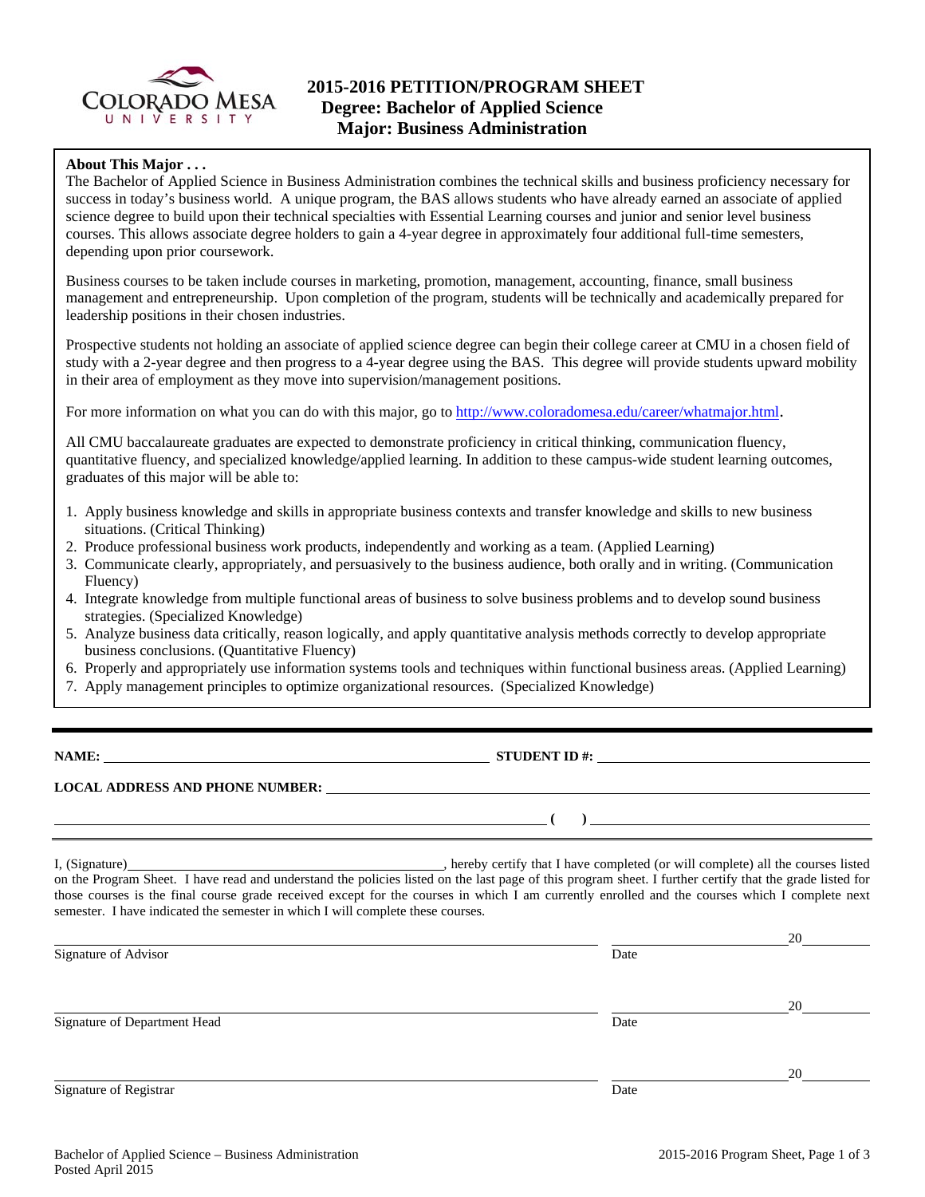# 2015-2016 PETITION/PROGRAM SHEET
## Degree: Bachelor of Applied Science
## Major: Business Administration

**About This Major . . .**

The Bachelor of Applied Science in Business Administration combines the technical skills and business proficiency necessary for success in today's business world. A unique program, the BAS allows students who have already earned an associate of applied science degree to build upon their technical specialties with Essential Learning courses and junior and senior level business courses. This allows associate degree holders to gain a 4-year degree in approximately four additional full-time semesters, depending upon prior coursework.

Business courses to be taken include courses in marketing, promotion, management, accounting, finance, small business management and entrepreneurship. Upon completion of the program, students will be technically and academically prepared for leadership positions in their chosen industries.

Prospective students not holding an associate of applied science degree can begin their college career at CMU in a chosen field of study with a 2-year degree and then progress to a 4-year degree using the BAS. This degree will provide students upward mobility in their area of employment as they move into supervision/management positions.

For more information on what you can do with this major, go to http://www.coloradomesa.edu/career/whatmajor.html.

All CMU baccalaureate graduates are expected to demonstrate proficiency in critical thinking, communication fluency, quantitative fluency, and specialized knowledge/applied learning. In addition to these campus-wide student learning outcomes, graduates of this major will be able to:

1. Apply business knowledge and skills in appropriate business contexts and transfer knowledge and skills to new business situations. (Critical Thinking)
2. Produce professional business work products, independently and working as a team. (Applied Learning)
3. Communicate clearly, appropriately, and persuasively to the business audience, both orally and in writing. (Communication Fluency)
4. Integrate knowledge from multiple functional areas of business to solve business problems and to develop sound business strategies. (Specialized Knowledge)
5. Analyze business data critically, reason logically, and apply quantitative analysis methods correctly to develop appropriate business conclusions. (Quantitative Fluency)
6. Properly and appropriately use information systems tools and techniques within functional business areas. (Applied Learning)
7. Apply management principles to optimize organizational resources. (Specialized Knowledge)

---

**NAME:** ______________________________ **STUDENT ID #:** ______________________________

**LOCAL ADDRESS AND PHONE NUMBER:** ______________________________

______________________________ **( )** ______________________________

---

I, (Signature)______________________________, hereby certify that I have completed (or will complete) all the courses listed on the Program Sheet. I have read and understand the policies listed on the last page of this program sheet. I further certify that the grade listed for those courses is the final course grade received except for the courses in which I am currently enrolled and the courses which I complete next semester. I have indicated the semester in which I will complete these courses.

______________________________ ______________ 20______
Signature of Advisor Date

______________________________ ______________ 20______
Signature of Department Head Date

______________________________ ______________ 20______
Signature of Registrar Date

Bachelor of Applied Science – Business Administration
Posted April 2015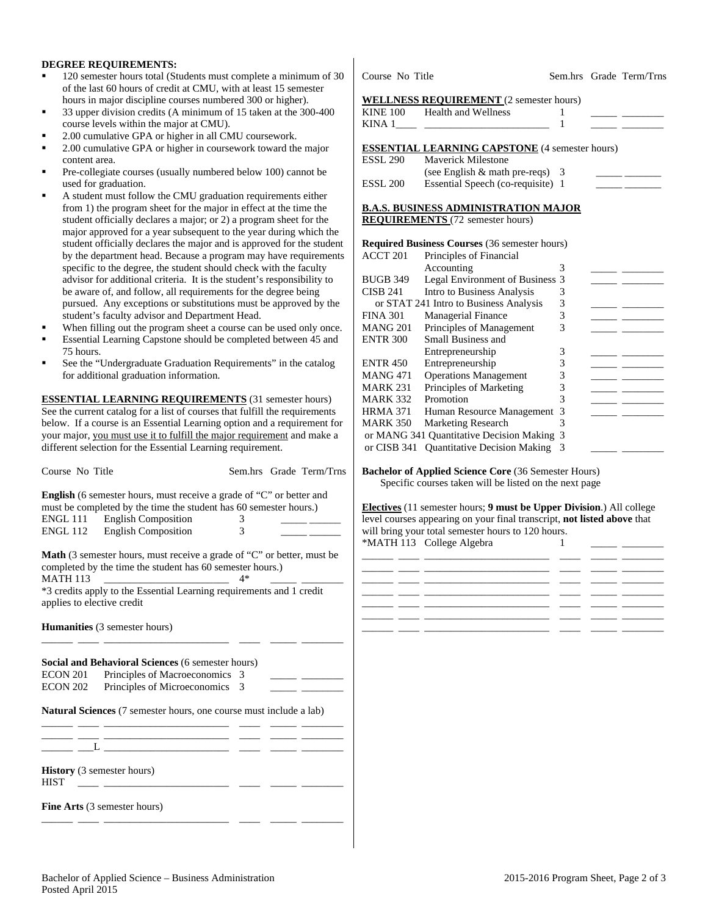**DEGREE REQUIREMENTS:**

- 120 semester hours total (Students must complete a minimum of 30 of the last 60 hours of credit at CMU, with at least 15 semester hours in major discipline courses numbered 300 or higher).
- 33 upper division credits (A minimum of 15 taken at the 300-400 course levels within the major at CMU).
- 2.00 cumulative GPA or higher in all CMU coursework.
- 2.00 cumulative GPA or higher in coursework toward the major content area.
- Pre-collegiate courses (usually numbered below 100) cannot be used for graduation.
- A student must follow the CMU graduation requirements either from 1) the program sheet for the major in effect at the time the student officially declares a major; or 2) a program sheet for the major approved for a year subsequent to the year during which the student officially declares the major and is approved for the student by the department head. Because a program may have requirements specific to the degree, the student should check with the faculty advisor for additional criteria. It is the student's responsibility to be aware of, and follow, all requirements for the degree being pursued. Any exceptions or substitutions must be approved by the student's faculty advisor and Department Head.
- When filling out the program sheet a course can be used only once.
- Essential Learning Capstone should be completed between 45 and 75 hours.
- See the "Undergraduate Graduation Requirements" in the catalog for additional graduation information.

**ESSENTIAL LEARNING REQUIREMENTS** (31 semester hours) See the current catalog for a list of courses that fulfill the requirements below. If a course is an Essential Learning option and a requirement for your major, you must use it to fulfill the major requirement and make a different selection for the Essential Learning requirement.

| Course No | Title | Sem.hrs | Grade | Term/Trns |
|---|---|---|---|---|
| **English** (6 semester hours, must receive a grade of "C" or better and must be completed by the time the student has 60 semester hours.) | | | | |
| ENGL 111 | English Composition | 3 | | |
| ENGL 112 | English Composition | 3 | | |
| **Math** (3 semester hours, must receive a grade of "C" or better, must be completed by the time the student has 60 semester hours.) | | | | |
| MATH 113 | | 4* | | |

*3 credits apply to the Essential Learning requirements and 1 credit applies to elective credit

| Course No | Title | Sem.hrs | Grade | Term/Trns |
|---|---|---|---|---|
| **Humanities** (3 semester hours) | | | | |
| | | | | |
| **Social and Behavioral Sciences** (6 semester hours) | | | | |
| ECON 201 | Principles of Macroeconomics | 3 | | |
| ECON 202 | Principles of Microeconomics | 3 | | |
| **Natural Sciences** (7 semester hours, one course must include a lab) | | | | |
| | | | | |
| | | | | |
| ___L | | | | |
| **History** (3 semester hours) | | | | |
| HIST | | | | |
| **Fine Arts** (3 semester hours) | | | | |
| | | | | |

| Course No | Title | Sem.hrs | Grade | Term/Trns |
|---|---|---|---|---|
| **WELLNESS REQUIREMENT** (2 semester hours) | | | | |
| KINE 100 | Health and Wellness | 1 | | |
| KINA 1____ | | 1 | | |
| **ESSENTIAL LEARNING CAPSTONE** (4 semester hours) | | | | |
| ESSL 290 | Maverick Milestone (see English & math pre-reqs) | 3 | | |
| ESSL 200 | Essential Speech (co-requisite) | 1 | | |

**B.A.S. BUSINESS ADMINISTRATION MAJOR REQUIREMENTS** (72 semester hours)

| Course No | Title | Sem.hrs | Grade | Term/Trns |
|---|---|---|---|---|
| **Required Business Courses** (36 semester hours) | | | | |
| ACCT 201 | Principles of Financial Accounting | 3 | | |
| BUGB 349 | Legal Environment of Business | 3 | | |
| CISB 241 | Intro to Business Analysis | 3 | | |
| or STAT 241 | Intro to Business Analysis | 3 | | |
| FINA 301 | Managerial Finance | 3 | | |
| MANG 201 | Principles of Management | 3 | | |
| ENTR 300 | Small Business and Entrepreneurship | 3 | | |
| ENTR 450 | Entrepreneurship | 3 | | |
| MANG 471 | Operations Management | 3 | | |
| MARK 231 | Principles of Marketing | 3 | | |
| MARK 332 | Promotion | 3 | | |
| HRMA 371 | Human Resource Management | 3 | | |
| MARK 350 | Marketing Research | 3 | | |
| or MANG 341 | Quantitative Decision Making | 3 | | |
| or CISB 341 | Quantitative Decision Making | 3 | | |

**Bachelor of Applied Science Core** (36 Semester Hours)
Specific courses taken will be listed on the next page

**Electives** (11 semester hours; **9 must be Upper Division**.) All college level courses appearing on your final transcript, **not listed above** that will bring your total semester hours to 120 hours.

| Course No | Title | Sem.hrs | Grade | Term/Trns |
|---|---|---|---|---|
| *MATH 113 | College Algebra | 1 | | |
| | | | | |
| | | | | |
| | | | | |
| | | | | |
| | | | | |
| | | | | |
| | | | | |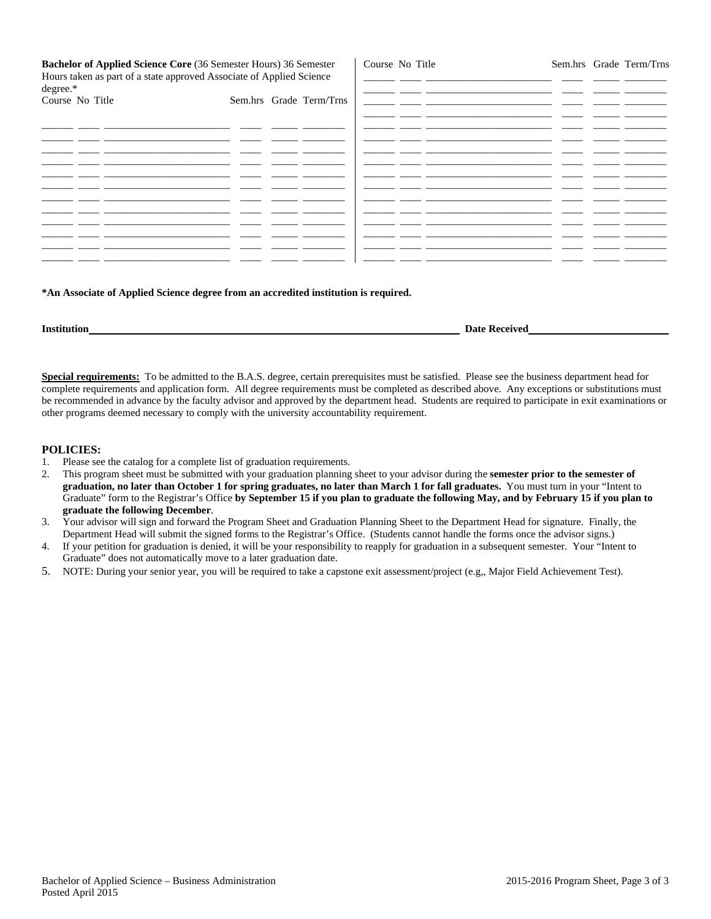**Bachelor of Applied Science Core** (36 Semester Hours) 36 Semester Hours taken as part of a state approved Associate of Applied Science degree.*

| Course | No | Title | Sem.hrs | Grade | Term/Trns |
|---|---|---|---|---|---|
| | | | | | |
| | | | | | |
| | | | | | |
| | | | | | |
| | | | | | |
| | | | | | |
| | | | | | |
| | | | | | |
| | | | | | |
| | | | | | |
| | | | | | |
| | | | | | |

| Course | No | Title | Sem.hrs | Grade | Term/Trns |
|---|---|---|---|---|---|
| | | | | | |
| | | | | | |
| | | | | | |
| | | | | | |
| | | | | | |
| | | | | | |
| | | | | | |
| | | | | | |
| | | | | | |
| | | | | | |
| | | | | | |
| | | | | | |
| | | | | | |
| | | | | | |
| | | | | | |

***An Associate of Applied Science degree from an accredited institution is required.**

**Institution**\_\_\_\_\_\_\_\_\_\_\_\_\_\_\_\_\_\_\_\_\_\_\_\_\_\_\_\_\_\_ **Date Received**\_\_\_\_\_\_\_\_\_\_\_\_\_\_\_\_

**Special requirements:** To be admitted to the B.A.S. degree, certain prerequisites must be satisfied. Please see the business department head for complete requirements and application form. All degree requirements must be completed as described above. Any exceptions or substitutions must be recommended in advance by the faculty advisor and approved by the department head. Students are required to participate in exit examinations or other programs deemed necessary to comply with the university accountability requirement.

## POLICIES:

1. Please see the catalog for a complete list of graduation requirements.
2. This program sheet must be submitted with your graduation planning sheet to your advisor during the **semester prior to the semester of graduation, no later than October 1 for spring graduates, no later than March 1 for fall graduates.** You must turn in your "Intent to Graduate" form to the Registrar's Office **by September 15 if you plan to graduate the following May, and by February 15 if you plan to graduate the following December**.
3. Your advisor will sign and forward the Program Sheet and Graduation Planning Sheet to the Department Head for signature. Finally, the Department Head will submit the signed forms to the Registrar's Office. (Students cannot handle the forms once the advisor signs.)
4. If your petition for graduation is denied, it will be your responsibility to reapply for graduation in a subsequent semester. Your "Intent to Graduate" does not automatically move to a later graduation date.
5. NOTE: During your senior year, you will be required to take a capstone exit assessment/project (e.g,, Major Field Achievement Test).

Posted April 2015